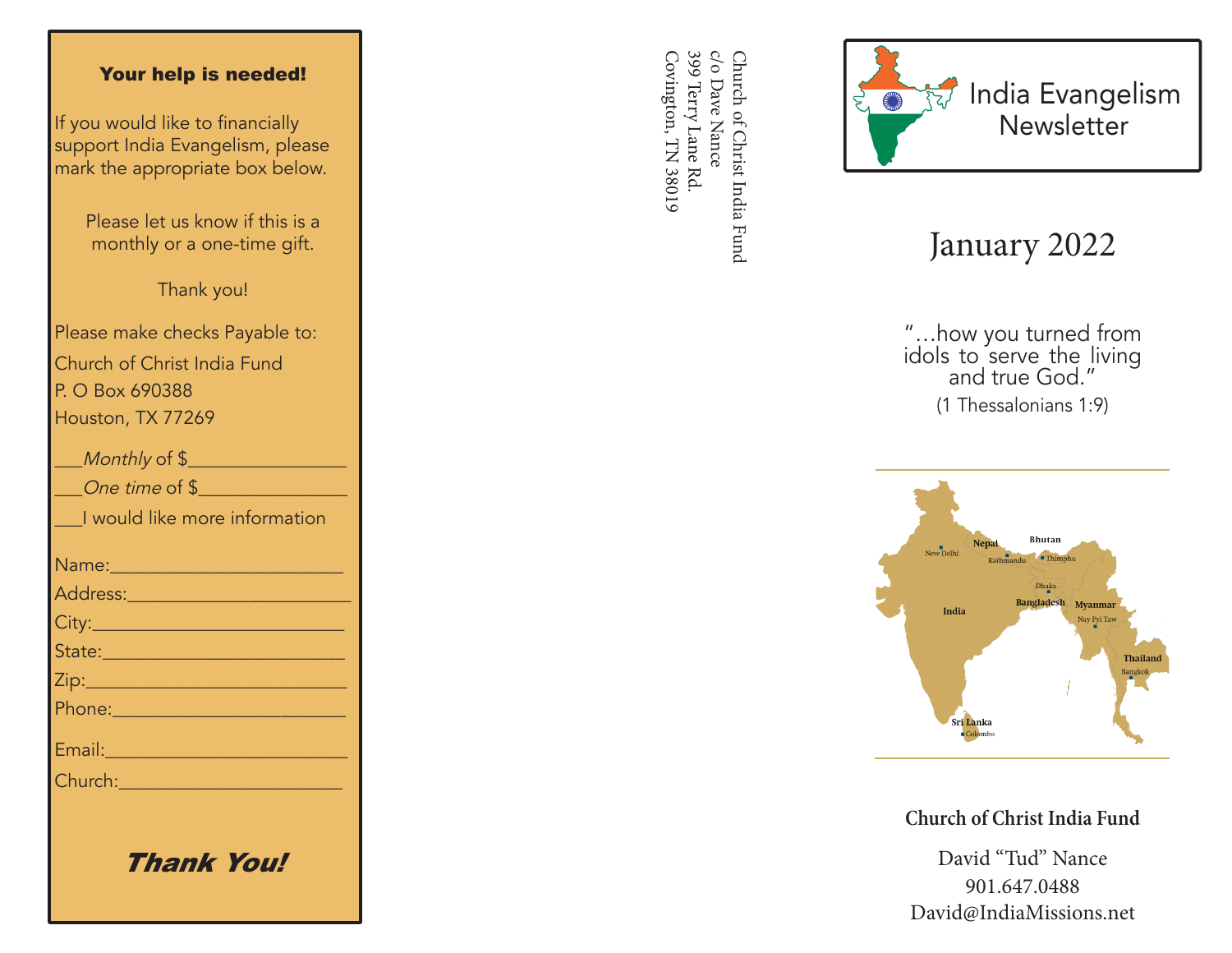**Your help is needed!**

If you would like to financially support India Evangelism, please mark the appropriate box below.

Please let us know if this is a monthly or a one-time gift.

Thank you!

Please make checks Payable to:
Church of Christ India Fund
P. O Box 690388
Houston, TX 77269

___*Monthly* of $________________
___*One time* of $_______________
___I would like more information

Name:________________________
Address:______________________
City:_________________________
State:________________________
Zip:__________________________
Phone:_______________________
Email:________________________
Church:______________________

***Thank You!***

Church of Christ India Fund
c/o Dave Nance
399 Terry Lane Rd.
Covington, TN 38019

# India Evangelism Newsletter

## January 2022

"…how you turned from idols to serve the living and true God."
(1 Thessalonians 1:9)

India · New Delhi · Nepal · Kathmandu · Bhutan · Thimphu · Bangladesh · Dhaka · Myanmar · Nay Pyi Taw · Thailand · Bangkok · Sri Lanka · Colombo

**Church of Christ India Fund**

David "Tud" Nance
901.647.0488
David@IndiaMissions.net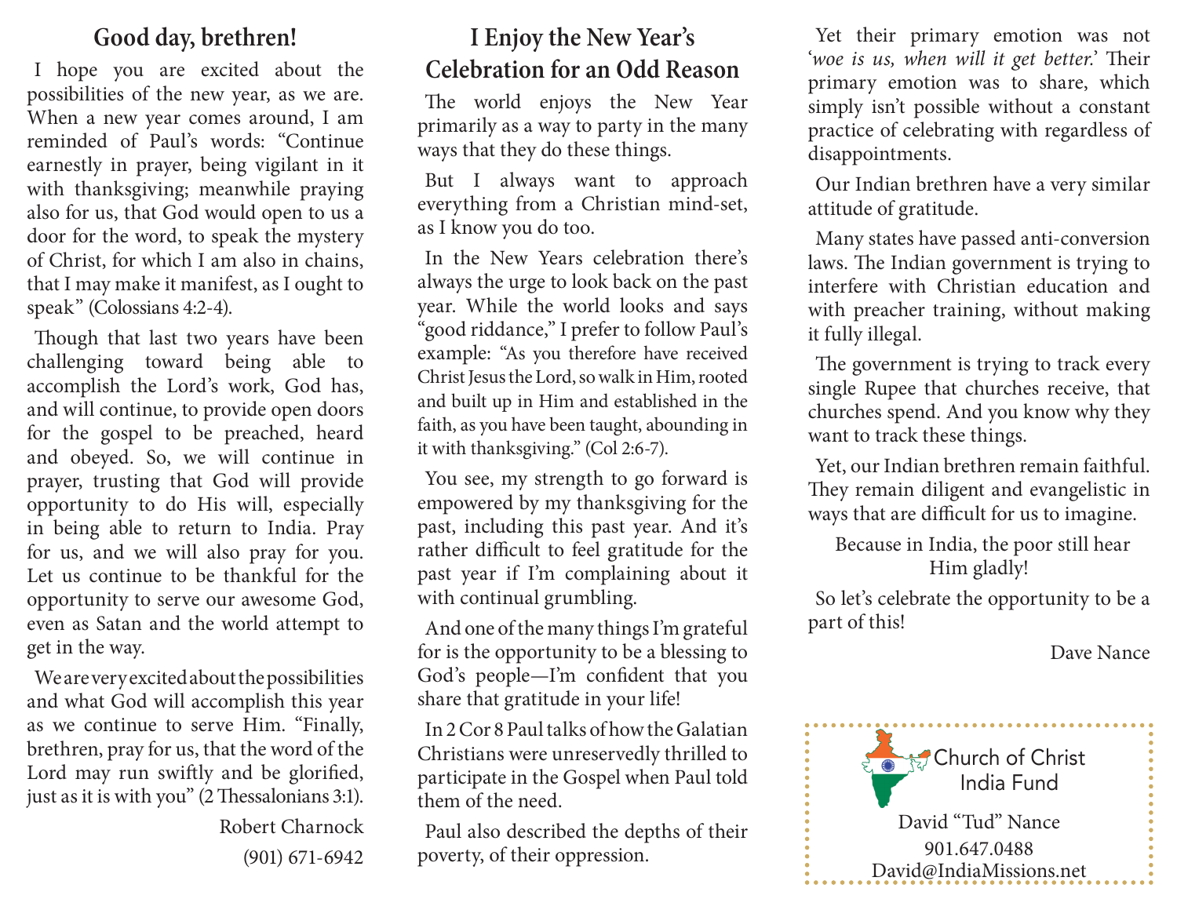## Good day, brethren!

I hope you are excited about the possibilities of the new year, as we are. When a new year comes around, I am reminded of Paul's words: "Continue earnestly in prayer, being vigilant in it with thanksgiving; meanwhile praying also for us, that God would open to us a door for the word, to speak the mystery of Christ, for which I am also in chains, that I may make it manifest, as I ought to speak" (Colossians 4:2-4).

Though that last two years have been challenging toward being able to accomplish the Lord's work, God has, and will continue, to provide open doors for the gospel to be preached, heard and obeyed. So, we will continue in prayer, trusting that God will provide opportunity to do His will, especially in being able to return to India. Pray for us, and we will also pray for you. Let us continue to be thankful for the opportunity to serve our awesome God, even as Satan and the world attempt to get in the way.

We are very excited about the possibilities and what God will accomplish this year as we continue to serve Him. "Finally, brethren, pray for us, that the word of the Lord may run swiftly and be glorified, just as it is with you" (2 Thessalonians 3:1).

Robert Charnock

(901) 671-6942

## I Enjoy the New Year's Celebration for an Odd Reason

The world enjoys the New Year primarily as a way to party in the many ways that they do these things.

But I always want to approach everything from a Christian mind-set, as I know you do too.

In the New Years celebration there's always the urge to look back on the past year. While the world looks and says "good riddance," I prefer to follow Paul's example: "As you therefore have received Christ Jesus the Lord, so walk in Him, rooted and built up in Him and established in the faith, as you have been taught, abounding in it with thanksgiving." (Col 2:6-7).

You see, my strength to go forward is empowered by my thanksgiving for the past, including this past year. And it's rather difficult to feel gratitude for the past year if I'm complaining about it with continual grumbling.

And one of the many things I'm grateful for is the opportunity to be a blessing to God's people—I'm confident that you share that gratitude in your life!

In 2 Cor 8 Paul talks of how the Galatian Christians were unreservedly thrilled to participate in the Gospel when Paul told them of the need.

Paul also described the depths of their poverty, of their oppression.

Yet their primary emotion was not '*woe is us, when will it get better.*' Their primary emotion was to share, which simply isn't possible without a constant practice of celebrating with regardless of disappointments.

Our Indian brethren have a very similar attitude of gratitude.

Many states have passed anti-conversion laws. The Indian government is trying to interfere with Christian education and with preacher training, without making it fully illegal.

The government is trying to track every single Rupee that churches receive, that churches spend. And you know why they want to track these things.

Yet, our Indian brethren remain faithful. They remain diligent and evangelistic in ways that are difficult for us to imagine.

Because in India, the poor still hear Him gladly!

So let's celebrate the opportunity to be a part of this!

Dave Nance

Church of Christ India Fund

David "Tud" Nance

901.647.0488

David@IndiaMissions.net